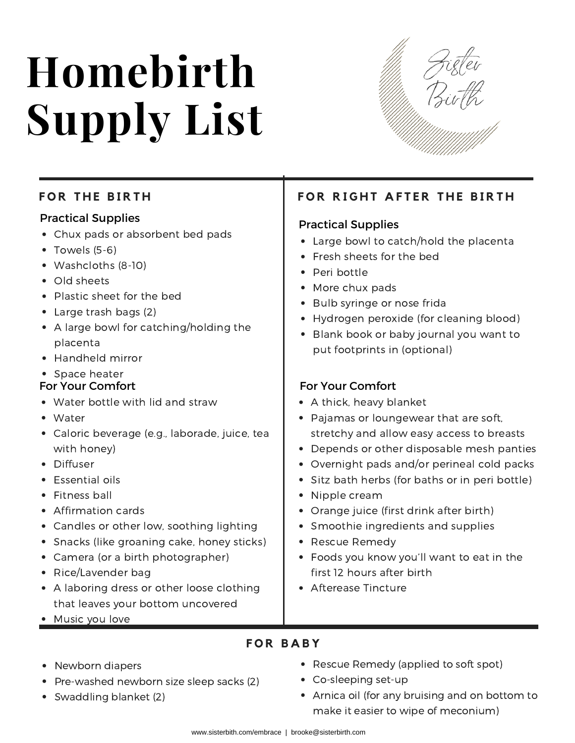# Homebirth Supply List

Sister Birth

## FOR THE BIRTH

### Practical Supplies

- Chux pads or absorbent bed pads
- Towels (5-6)
- Washcloths (8-10)
- Old sheets
- Plastic sheet for the bed
- Large trash bags (2)
- A large bowl for catching/holding the placenta
- Handheld mirror
- Space heater

### For Your Comfort

- Water bottle with lid and straw
- Water
- Caloric beverage (e.g., laborade, juice, tea with honey)
- Diffuser
- Essential oils
- Fitness ball
- Affirmation cards
- Candles or other low, soothing lighting
- Snacks (like groaning cake, honey sticks)
- Camera (or a birth photographer)
- Rice/Lavender bag
- A laboring dress or other loose clothing that leaves your bottom uncovered
- Music you love

## FOR RIGHT AFTER THE BIRTH

### Practical Supplies

- Large bowl to catch/hold the placenta
- Fresh sheets for the bed
- Peri bottle
- More chux pads
- Bulb syringe or nose frida
- Hydrogen peroxide (for cleaning blood)
- Blank book or baby journal you want to put footprints in (optional)

### For Your Comfort

- A thick, heavy blanket
- Pajamas or loungewear that are soft, stretchy and allow easy access to breasts
- Depends or other disposable mesh panties
- Overnight pads and/or perineal cold packs
- Sitz bath herbs (for baths or in peri bottle)
- Nipple cream
- Orange juice (first drink after birth)
- Smoothie ingredients and supplies
- Rescue Remedy
- Foods you know you'll want to eat in the first 12 hours after birth
- Afterease Tincture

## FOR BABY

- Newborn diapers
- Pre-washed newborn size sleep sacks (2)
- Swaddling blanket (2)
- Rescue Remedy (applied to soft spot)
- Co-sleeping set-up
- Arnica oil (for any bruising and on bottom to make it easier to wipe of meconium)

www.sisterbirth.com/embrace | brooke@sisterbirth.com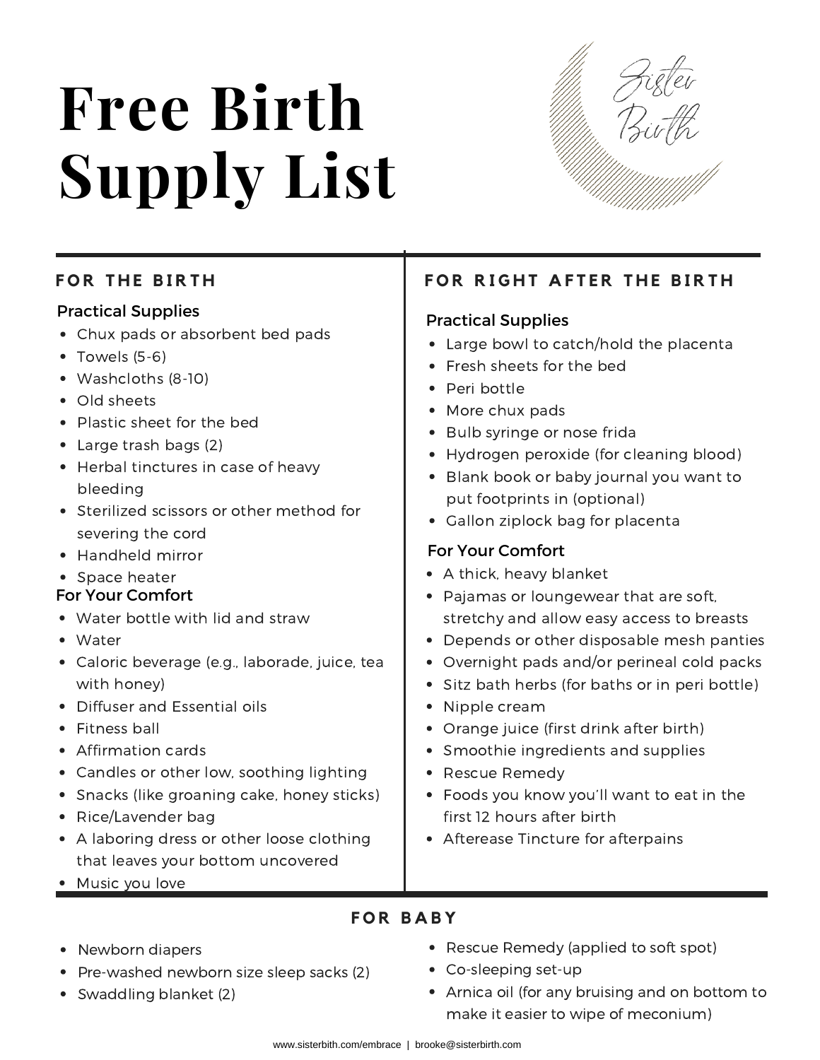# Free Birth Supply List

Sister Birth

## FOR THE BIRTH

### Practical Supplies

- Chux pads or absorbent bed pads
- Towels (5-6)
- Washcloths (8-10)
- Old sheets
- Plastic sheet for the bed
- Large trash bags (2)
- Herbal tinctures in case of heavy bleeding
- Sterilized scissors or other method for severing the cord
- Handheld mirror
- Space heater

### For Your Comfort

- Water bottle with lid and straw
- Water
- Caloric beverage (e.g., laborade, juice, tea with honey)
- Diffuser and Essential oils
- Fitness ball
- Affirmation cards
- Candles or other low, soothing lighting
- Snacks (like groaning cake, honey sticks)
- Rice/Lavender bag
- A laboring dress or other loose clothing that leaves your bottom uncovered
- Music you love

## FOR RIGHT AFTER THE BIRTH

### Practical Supplies

- Large bowl to catch/hold the placenta
- Fresh sheets for the bed
- Peri bottle
- More chux pads
- Bulb syringe or nose frida
- Hydrogen peroxide (for cleaning blood)
- Blank book or baby journal you want to put footprints in (optional)
- Gallon ziplock bag for placenta

### For Your Comfort

- A thick, heavy blanket
- Pajamas or loungewear that are soft, stretchy and allow easy access to breasts
- Depends or other disposable mesh panties
- Overnight pads and/or perineal cold packs
- Sitz bath herbs (for baths or in peri bottle)
- Nipple cream
- Orange juice (first drink after birth)
- Smoothie ingredients and supplies
- Rescue Remedy
- Foods you know you'll want to eat in the first 12 hours after birth
- Afterease Tincture for afterpains

## FOR BABY

- Newborn diapers
- Pre-washed newborn size sleep sacks (2)
- Swaddling blanket (2)
- Rescue Remedy (applied to soft spot)
- Co-sleeping set-up
- Arnica oil (for any bruising and on bottom to make it easier to wipe of meconium)

www.sisterbith.com/embrace | brooke@sisterbirth.com